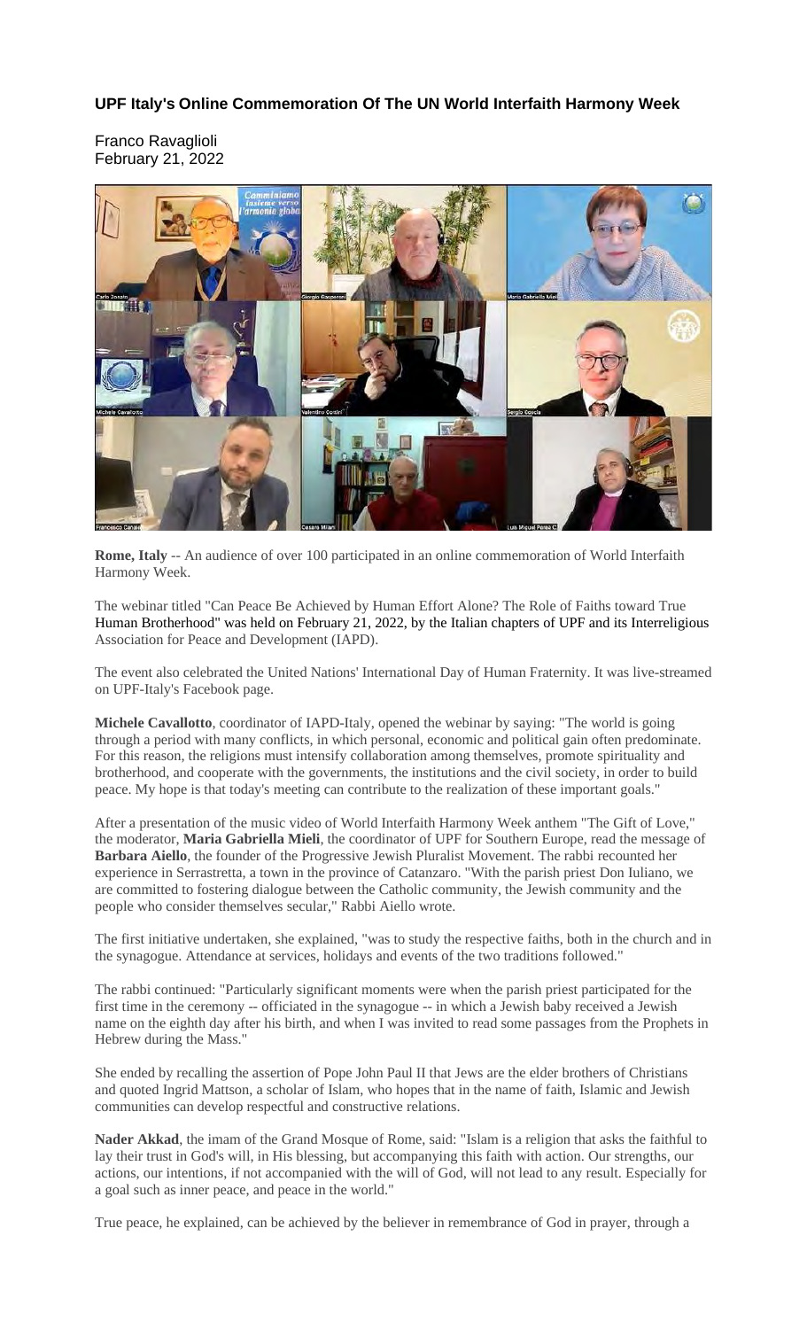**UPF Italy's Online Commemoration Of The UN World Interfaith Harmony Week**

Franco Ravaglioli
February 21, 2022

**Rome, Italy** -- An audience of over 100 participated in an online commemoration of World Interfaith Harmony Week.

The webinar titled "Can Peace Be Achieved by Human Effort Alone? The Role of Faiths toward True Human Brotherhood" was held on February 21, 2022, by the Italian chapters of UPF and its Interreligious Association for Peace and Development (IAPD).

The event also celebrated the United Nations' International Day of Human Fraternity. It was live-streamed on UPF-Italy's Facebook page.

**Michele Cavallotto**, coordinator of IAPD-Italy, opened the webinar by saying: "The world is going through a period with many conflicts, in which personal, economic and political gain often predominate. For this reason, the religions must intensify collaboration among themselves, promote spirituality and brotherhood, and cooperate with the governments, the institutions and the civil society, in order to build peace. My hope is that today's meeting can contribute to the realization of these important goals."

After a presentation of the music video of World Interfaith Harmony Week anthem "The Gift of Love," the moderator, **Maria Gabriella Mieli**, the coordinator of UPF for Southern Europe, read the message of **Barbara Aiello**, the founder of the Progressive Jewish Pluralist Movement. The rabbi recounted her experience in Serrastretta, a town in the province of Catanzaro. "With the parish priest Don Iuliano, we are committed to fostering dialogue between the Catholic community, the Jewish community and the people who consider themselves secular," Rabbi Aiello wrote.

The first initiative undertaken, she explained, "was to study the respective faiths, both in the church and in the synagogue. Attendance at services, holidays and events of the two traditions followed."

The rabbi continued: "Particularly significant moments were when the parish priest participated for the first time in the ceremony -- officiated in the synagogue -- in which a Jewish baby received a Jewish name on the eighth day after his birth, and when I was invited to read some passages from the Prophets in Hebrew during the Mass."

She ended by recalling the assertion of Pope John Paul II that Jews are the elder brothers of Christians and quoted Ingrid Mattson, a scholar of Islam, who hopes that in the name of faith, Islamic and Jewish communities can develop respectful and constructive relations.

**Nader Akkad**, the imam of the Grand Mosque of Rome, said: "Islam is a religion that asks the faithful to lay their trust in God's will, in His blessing, but accompanying this faith with action. Our strengths, our actions, our intentions, if not accompanied with the will of God, will not lead to any result. Especially for a goal such as inner peace, and peace in the world."

True peace, he explained, can be achieved by the believer in remembrance of God in prayer, through a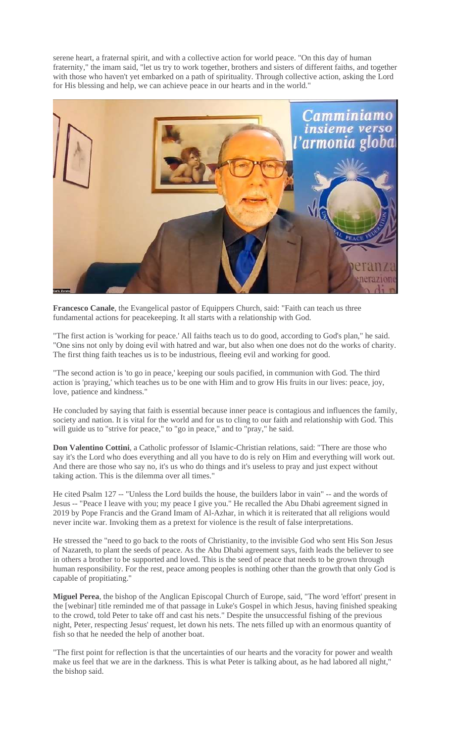serene heart, a fraternal spirit, and with a collective action for world peace. "On this day of human fraternity," the imam said, "let us try to work together, brothers and sisters of different faiths, and together with those who haven't yet embarked on a path of spirituality. Through collective action, asking the Lord for His blessing and help, we can achieve peace in our hearts and in the world."

**Francesco Canale**, the Evangelical pastor of Equippers Church, said: "Faith can teach us three fundamental actions for peacekeeping. It all starts with a relationship with God.

"The first action is 'working for peace.' All faiths teach us to do good, according to God's plan," he said. "One sins not only by doing evil with hatred and war, but also when one does not do the works of charity. The first thing faith teaches us is to be industrious, fleeing evil and working for good.

"The second action is 'to go in peace,' keeping our souls pacified, in communion with God. The third action is 'praying,' which teaches us to be one with Him and to grow His fruits in our lives: peace, joy, love, patience and kindness."

He concluded by saying that faith is essential because inner peace is contagious and influences the family, society and nation. It is vital for the world and for us to cling to our faith and relationship with God. This will guide us to "strive for peace," to "go in peace," and to "pray," he said.

**Don Valentino Cottini**, a Catholic professor of Islamic-Christian relations, said: "There are those who say it's the Lord who does everything and all you have to do is rely on Him and everything will work out. And there are those who say no, it's us who do things and it's useless to pray and just expect without taking action. This is the dilemma over all times."

He cited Psalm 127 -- "Unless the Lord builds the house, the builders labor in vain" -- and the words of Jesus -- "Peace I leave with you; my peace I give you." He recalled the Abu Dhabi agreement signed in 2019 by Pope Francis and the Grand Imam of Al-Azhar, in which it is reiterated that all religions would never incite war. Invoking them as a pretext for violence is the result of false interpretations.

He stressed the "need to go back to the roots of Christianity, to the invisible God who sent His Son Jesus of Nazareth, to plant the seeds of peace. As the Abu Dhabi agreement says, faith leads the believer to see in others a brother to be supported and loved. This is the seed of peace that needs to be grown through human responsibility. For the rest, peace among peoples is nothing other than the growth that only God is capable of propitiating."

**Miguel Perea**, the bishop of the Anglican Episcopal Church of Europe, said, "The word 'effort' present in the [webinar] title reminded me of that passage in Luke's Gospel in which Jesus, having finished speaking to the crowd, told Peter to take off and cast his nets." Despite the unsuccessful fishing of the previous night, Peter, respecting Jesus' request, let down his nets. The nets filled up with an enormous quantity of fish so that he needed the help of another boat.

"The first point for reflection is that the uncertainties of our hearts and the voracity for power and wealth make us feel that we are in the darkness. This is what Peter is talking about, as he had labored all night," the bishop said.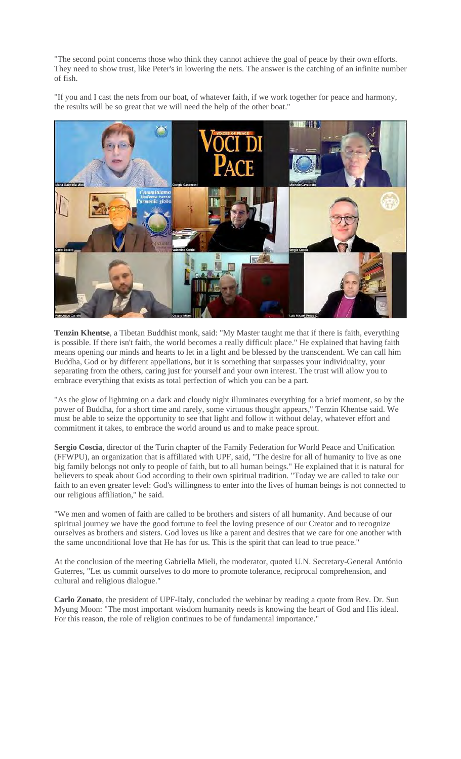"The second point concerns those who think they cannot achieve the goal of peace by their own efforts. They need to show trust, like Peter's in lowering the nets. The answer is the catching of an infinite number of fish.

"If you and I cast the nets from our boat, of whatever faith, if we work together for peace and harmony, the results will be so great that we will need the help of the other boat."

**Tenzin Khentse**, a Tibetan Buddhist monk, said: "My Master taught me that if there is faith, everything is possible. If there isn't faith, the world becomes a really difficult place." He explained that having faith means opening our minds and hearts to let in a light and be blessed by the transcendent. We can call him Buddha, God or by different appellations, but it is something that surpasses your individuality, your separating from the others, caring just for yourself and your own interest. The trust will allow you to embrace everything that exists as total perfection of which you can be a part.

"As the glow of lightning on a dark and cloudy night illuminates everything for a brief moment, so by the power of Buddha, for a short time and rarely, some virtuous thought appears," Tenzin Khentse said. We must be able to seize the opportunity to see that light and follow it without delay, whatever effort and commitment it takes, to embrace the world around us and to make peace sprout.

**Sergio Coscia**, director of the Turin chapter of the Family Federation for World Peace and Unification (FFWPU), an organization that is affiliated with UPF, said, "The desire for all of humanity to live as one big family belongs not only to people of faith, but to all human beings." He explained that it is natural for believers to speak about God according to their own spiritual tradition. "Today we are called to take our faith to an even greater level: God's willingness to enter into the lives of human beings is not connected to our religious affiliation," he said.

"We men and women of faith are called to be brothers and sisters of all humanity. And because of our spiritual journey we have the good fortune to feel the loving presence of our Creator and to recognize ourselves as brothers and sisters. God loves us like a parent and desires that we care for one another with the same unconditional love that He has for us. This is the spirit that can lead to true peace."

At the conclusion of the meeting Gabriella Mieli, the moderator, quoted U.N. Secretary-General António Guterres, "Let us commit ourselves to do more to promote tolerance, reciprocal comprehension, and cultural and religious dialogue."

**Carlo Zonato**, the president of UPF-Italy, concluded the webinar by reading a quote from Rev. Dr. Sun Myung Moon: "The most important wisdom humanity needs is knowing the heart of God and His ideal. For this reason, the role of religion continues to be of fundamental importance."